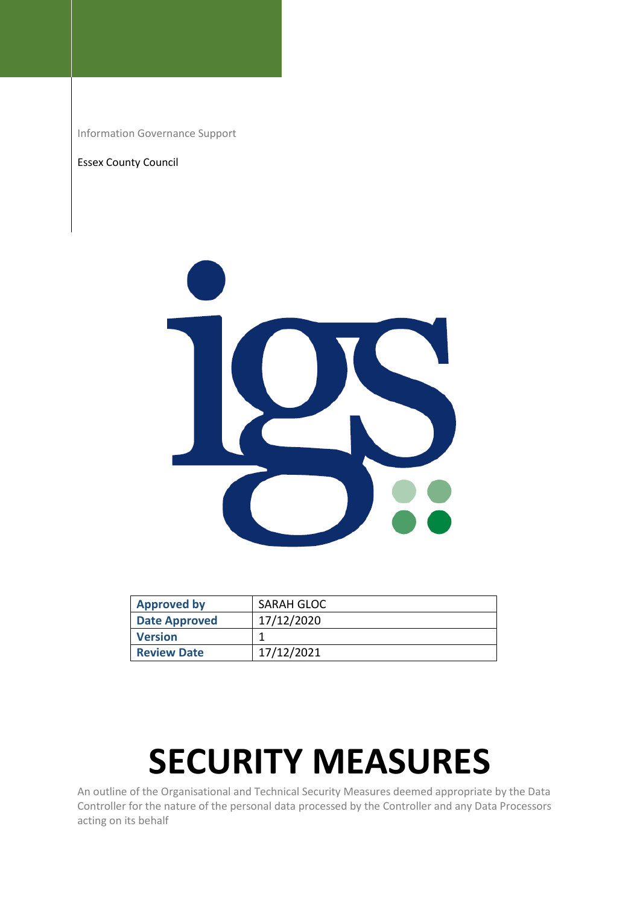Information Governance Support

Essex County Council

| Approved by | SARAH GLOC |
|---|---|
| Date Approved | 17/12/2020 |
| Version | 1 |
| Review Date | 17/12/2021 |

# SECURITY MEASURES

An outline of the Organisational and Technical Security Measures deemed appropriate by the Data Controller for the nature of the personal data processed by the Controller and any Data Processors acting on its behalf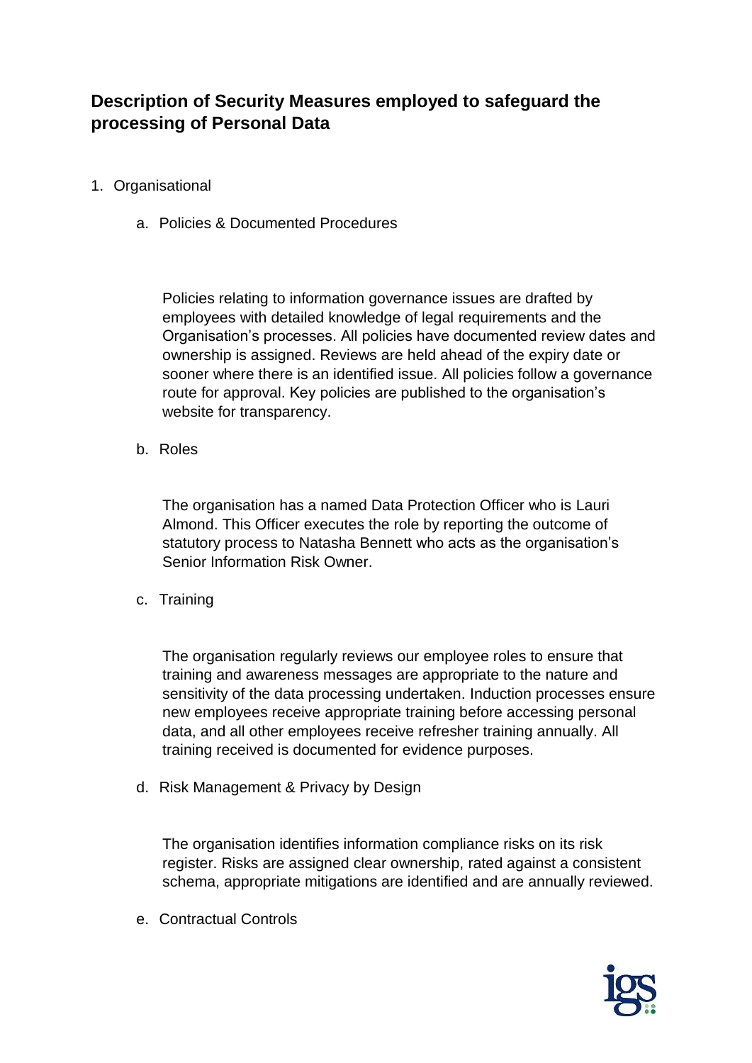## Description of Security Measures employed to safeguard the processing of Personal Data

1. Organisational

   a. Policies & Documented Procedures

      Policies relating to information governance issues are drafted by employees with detailed knowledge of legal requirements and the Organisation's processes. All policies have documented review dates and ownership is assigned. Reviews are held ahead of the expiry date or sooner where there is an identified issue. All policies follow a governance route for approval. Key policies are published to the organisation's website for transparency.

   b. Roles

      The organisation has a named Data Protection Officer who is Lauri Almond. This Officer executes the role by reporting the outcome of statutory process to Natasha Bennett who acts as the organisation's Senior Information Risk Owner.

   c. Training

      The organisation regularly reviews our employee roles to ensure that training and awareness messages are appropriate to the nature and sensitivity of the data processing undertaken. Induction processes ensure new employees receive appropriate training before accessing personal data, and all other employees receive refresher training annually. All training received is documented for evidence purposes.

   d. Risk Management & Privacy by Design

      The organisation identifies information compliance risks on its risk register. Risks are assigned clear ownership, rated against a consistent schema, appropriate mitigations are identified and are annually reviewed.

   e. Contractual Controls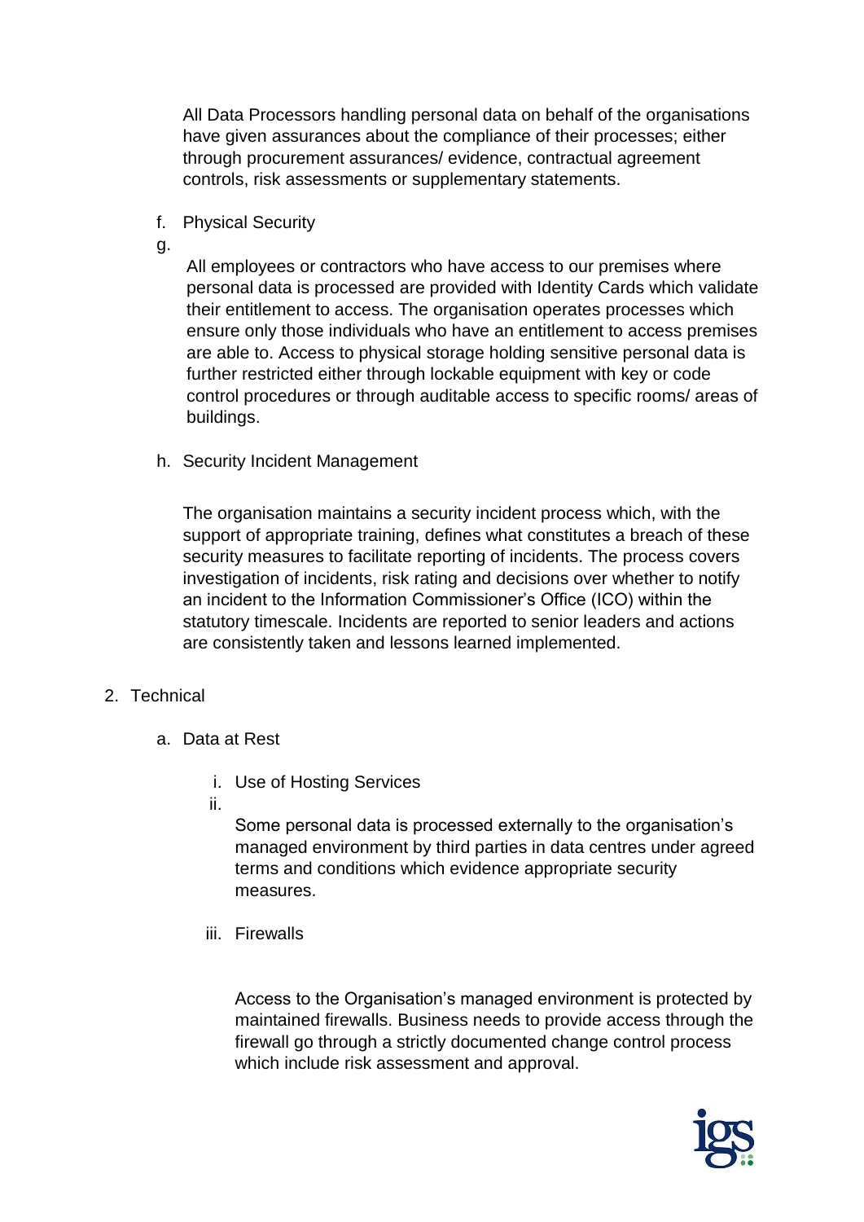All Data Processors handling personal data on behalf of the organisations have given assurances about the compliance of their processes; either through procurement assurances/ evidence, contractual agreement controls, risk assessments or supplementary statements.

f. Physical Security

g.

All employees or contractors who have access to our premises where personal data is processed are provided with Identity Cards which validate their entitlement to access. The organisation operates processes which ensure only those individuals who have an entitlement to access premises are able to. Access to physical storage holding sensitive personal data is further restricted either through lockable equipment with key or code control procedures or through auditable access to specific rooms/ areas of buildings.

h. Security Incident Management

The organisation maintains a security incident process which, with the support of appropriate training, defines what constitutes a breach of these security measures to facilitate reporting of incidents. The process covers investigation of incidents, risk rating and decisions over whether to notify an incident to the Information Commissioner's Office (ICO) within the statutory timescale. Incidents are reported to senior leaders and actions are consistently taken and lessons learned implemented.

2. Technical

a. Data at Rest

i. Use of Hosting Services

ii.

Some personal data is processed externally to the organisation's managed environment by third parties in data centres under agreed terms and conditions which evidence appropriate security measures.

iii. Firewalls

Access to the Organisation's managed environment is protected by maintained firewalls. Business needs to provide access through the firewall go through a strictly documented change control process which include risk assessment and approval.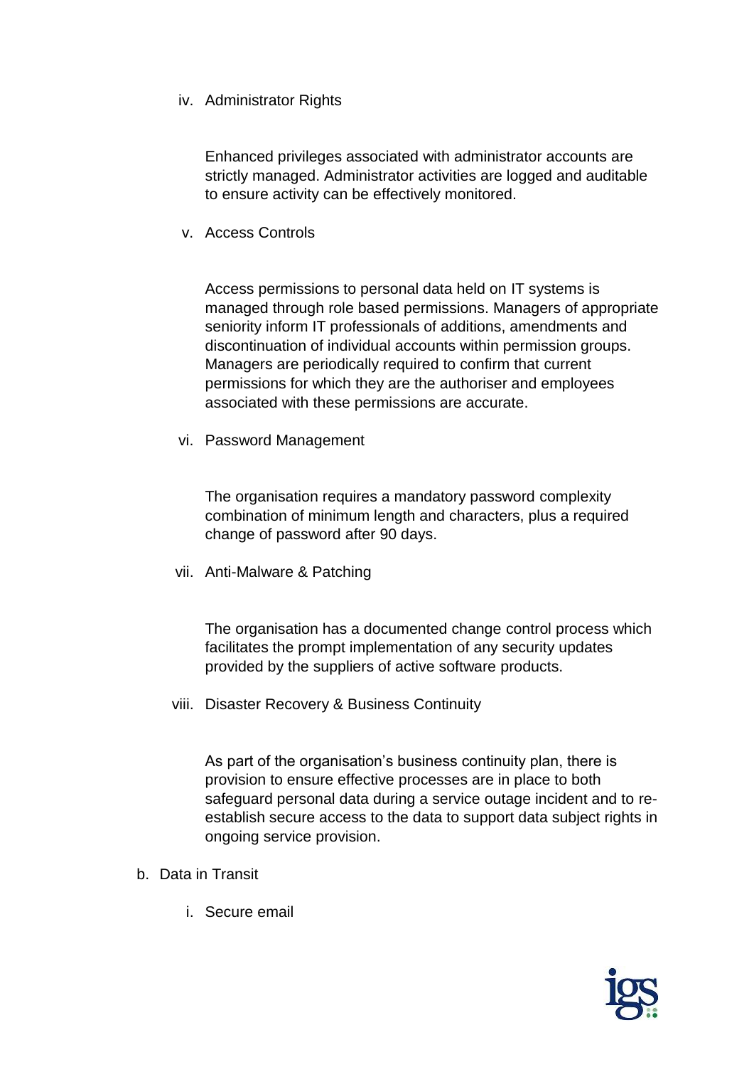iv. Administrator Rights

   Enhanced privileges associated with administrator accounts are strictly managed. Administrator activities are logged and auditable to ensure activity can be effectively monitored.

v. Access Controls

   Access permissions to personal data held on IT systems is managed through role based permissions. Managers of appropriate seniority inform IT professionals of additions, amendments and discontinuation of individual accounts within permission groups. Managers are periodically required to confirm that current permissions for which they are the authoriser and employees associated with these permissions are accurate.

vi. Password Management

   The organisation requires a mandatory password complexity combination of minimum length and characters, plus a required change of password after 90 days.

vii. Anti-Malware & Patching

   The organisation has a documented change control process which facilitates the prompt implementation of any security updates provided by the suppliers of active software products.

viii. Disaster Recovery & Business Continuity

   As part of the organisation's business continuity plan, there is provision to ensure effective processes are in place to both safeguard personal data during a service outage incident and to re-establish secure access to the data to support data subject rights in ongoing service provision.

b. Data in Transit

   i. Secure email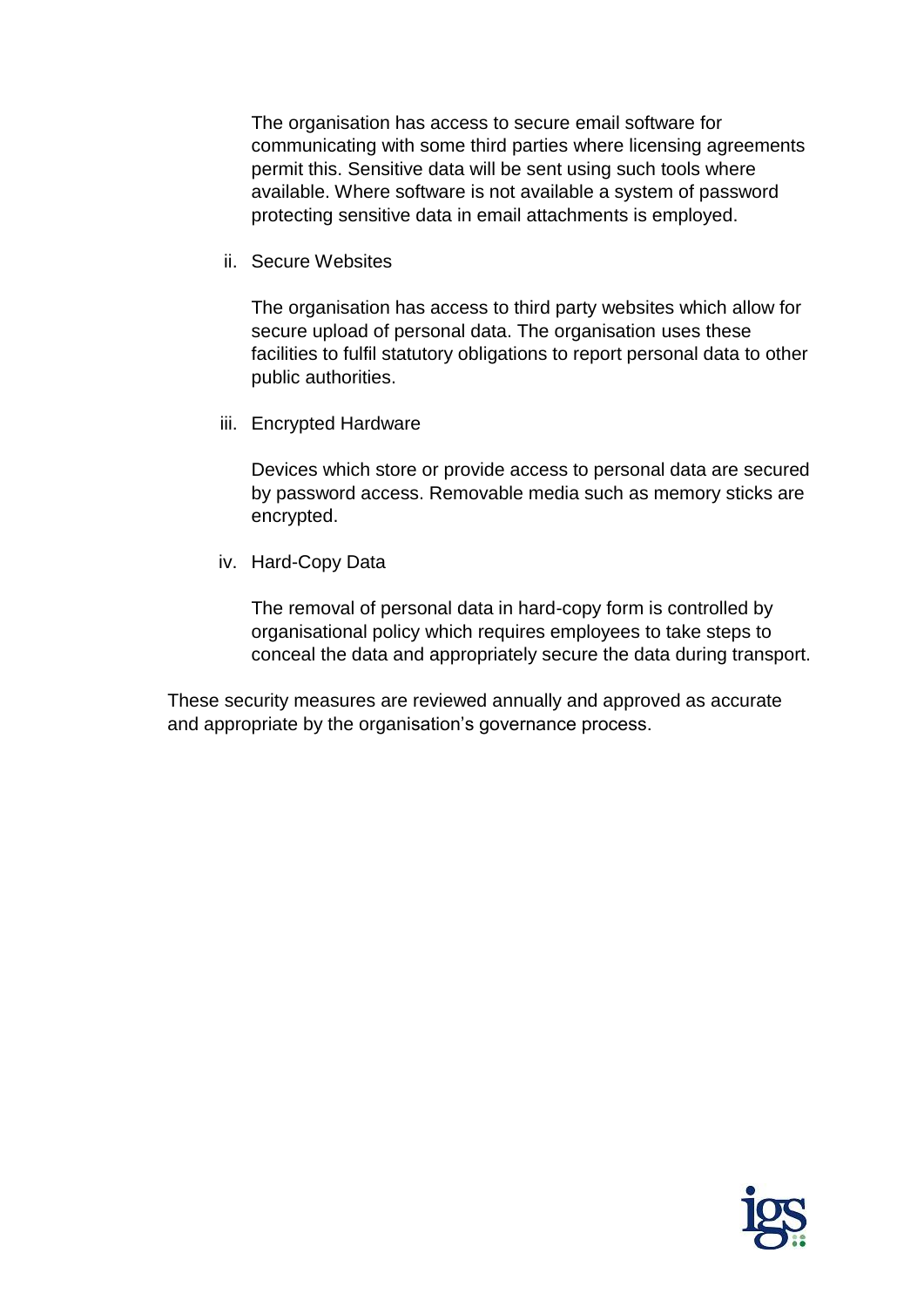The organisation has access to secure email software for communicating with some third parties where licensing agreements permit this. Sensitive data will be sent using such tools where available. Where software is not available a system of password protecting sensitive data in email attachments is employed.

ii. Secure Websites

The organisation has access to third party websites which allow for secure upload of personal data. The organisation uses these facilities to fulfil statutory obligations to report personal data to other public authorities.

iii. Encrypted Hardware

Devices which store or provide access to personal data are secured by password access. Removable media such as memory sticks are encrypted.

iv. Hard-Copy Data

The removal of personal data in hard-copy form is controlled by organisational policy which requires employees to take steps to conceal the data and appropriately secure the data during transport.

These security measures are reviewed annually and approved as accurate and appropriate by the organisation's governance process.